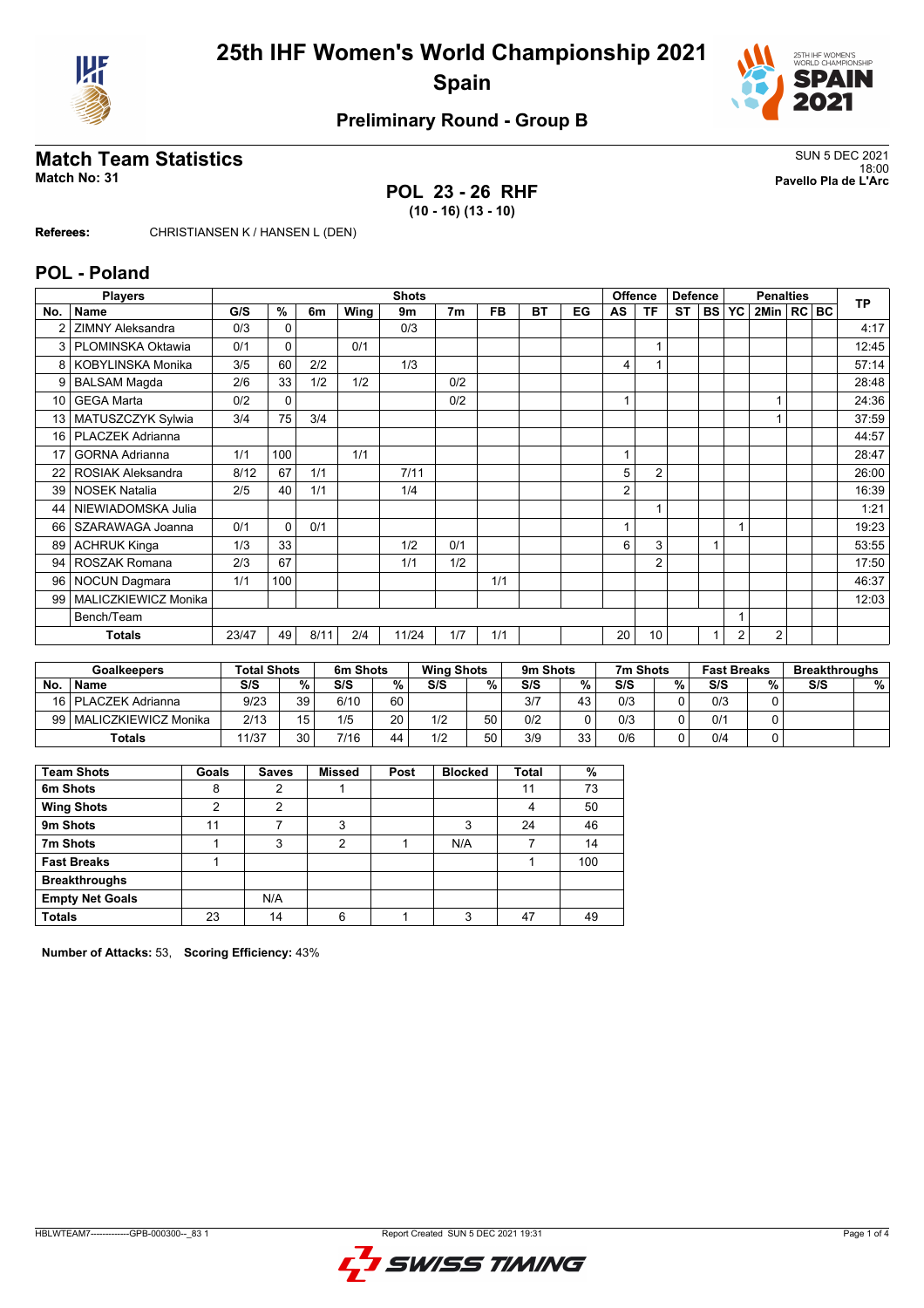# 25th IHF Women's World Championship 2021

## Spain

### Preliminary Round - Group B

## Match Team Statistics

**Match No: 31**

SUN 5 DEC 2021
18:00
**Pavello Pla de L'Arc**

**POL 23 - 26 RHF**
**(10 - 16) (13 - 10)**

**Referees:** CHRISTIANSEN K / HANSEN L (DEN)

## POL - Poland

| Players | | Shots | | | | | | | | | Offence | | Defence | | Penalties | | | | TP |
|---|---|---|---|---|---|---|---|---|---|---|---|---|---|---|---|---|---|---|---|
| No. | Name | G/S | % | 6m | Wing | 9m | 7m | FB | BT | EG | AS | TF | ST | BS | YC | 2Min | RC | BC | |
| 2 | ZIMNY Aleksandra | 0/3 | 0 | | | 0/3 | | | | | | | | | | | | | 4:17 |
| 3 | PLOMINSKA Oktawia | 0/1 | 0 | | 0/1 | | | | | | | 1 | | | | | | | 12:45 |
| 8 | KOBYLINSKA Monika | 3/5 | 60 | 2/2 | | 1/3 | | | | | 4 | 1 | | | | | | | 57:14 |
| 9 | BALSAM Magda | 2/6 | 33 | 1/2 | 1/2 | | 0/2 | | | | | | | | | | | | 28:48 |
| 10 | GEGA Marta | 0/2 | 0 | | | | 0/2 | | | | 1 | | | | | 1 | | | 24:36 |
| 13 | MATUSZCZYK Sylwia | 3/4 | 75 | 3/4 | | | | | | | | | | | | 1 | | | 37:59 |
| 16 | PLACZEK Adrianna | | | | | | | | | | | | | | | | | | 44:57 |
| 17 | GORNA Adrianna | 1/1 | 100 | | 1/1 | | | | | | 1 | | | | | | | | 28:47 |
| 22 | ROSIAK Aleksandra | 8/12 | 67 | 1/1 | | 7/11 | | | | | 5 | 2 | | | | | | | 26:00 |
| 39 | NOSEK Natalia | 2/5 | 40 | 1/1 | | 1/4 | | | | | 2 | | | | | | | | 16:39 |
| 44 | NIEWIADOMSKA Julia | | | | | | | | | | | 1 | | | | | | | 1:21 |
| 66 | SZARAWAGA Joanna | 0/1 | 0 | 0/1 | | | | | | | 1 | | | | 1 | | | | 19:23 |
| 89 | ACHRUK Kinga | 1/3 | 33 | | | 1/2 | 0/1 | | | | 6 | 3 | | 1 | | | | | 53:55 |
| 94 | ROSZAK Romana | 2/3 | 67 | | | 1/1 | 1/2 | | | | | 2 | | | | | | | 17:50 |
| 96 | NOCUN Dagmara | 1/1 | 100 | | | | | 1/1 | | | | | | | | | | | 46:37 |
| 99 | MALICZKIEWICZ Monika | | | | | | | | | | | | | | | | | | 12:03 |
| | Bench/Team | | | | | | | | | | | | | | 1 | | | | |
| | **Totals** | 23/47 | 49 | 8/11 | 2/4 | 11/24 | 1/7 | 1/1 | | | 20 | 10 | | 1 | 2 | 2 | | | |

| Goalkeepers | | Total Shots | | 6m Shots | | Wing Shots | | 9m Shots | | 7m Shots | | Fast Breaks | | Breakthroughs | |
|---|---|---|---|---|---|---|---|---|---|---|---|---|---|---|---|
| No. | Name | S/S | % | S/S | % | S/S | % | S/S | % | S/S | % | S/S | % | S/S | % |
| 16 | PLACZEK Adrianna | 9/23 | 39 | 6/10 | 60 | | | 3/7 | 43 | 0/3 | 0 | 0/3 | 0 | | |
| 99 | MALICZKIEWICZ Monika | 2/13 | 15 | 1/5 | 20 | 1/2 | 50 | 0/2 | 0 | 0/3 | 0 | 0/1 | 0 | | |
| | **Totals** | 11/37 | 30 | 7/16 | 44 | 1/2 | 50 | 3/9 | 33 | 0/6 | 0 | 0/4 | 0 | | |

| Team Shots | Goals | Saves | Missed | Post | Blocked | Total | % |
|---|---|---|---|---|---|---|---|
| **6m Shots** | 8 | 2 | 1 | | | 11 | 73 |
| **Wing Shots** | 2 | 2 | | | | 4 | 50 |
| **9m Shots** | 11 | 7 | 3 | | 3 | 24 | 46 |
| **7m Shots** | 1 | 3 | 2 | 1 | N/A | 7 | 14 |
| **Fast Breaks** | 1 | | | | | 1 | 100 |
| **Breakthroughs** | | | | | | | |
| **Empty Net Goals** | | N/A | | | | | |
| **Totals** | 23 | 14 | 6 | 1 | 3 | 47 | 49 |

**Number of Attacks:** 53, **Scoring Efficiency:** 43%

HBLWTEAM7-------------GPB-000300--_83 1 Report Created SUN 5 DEC 2021 19:31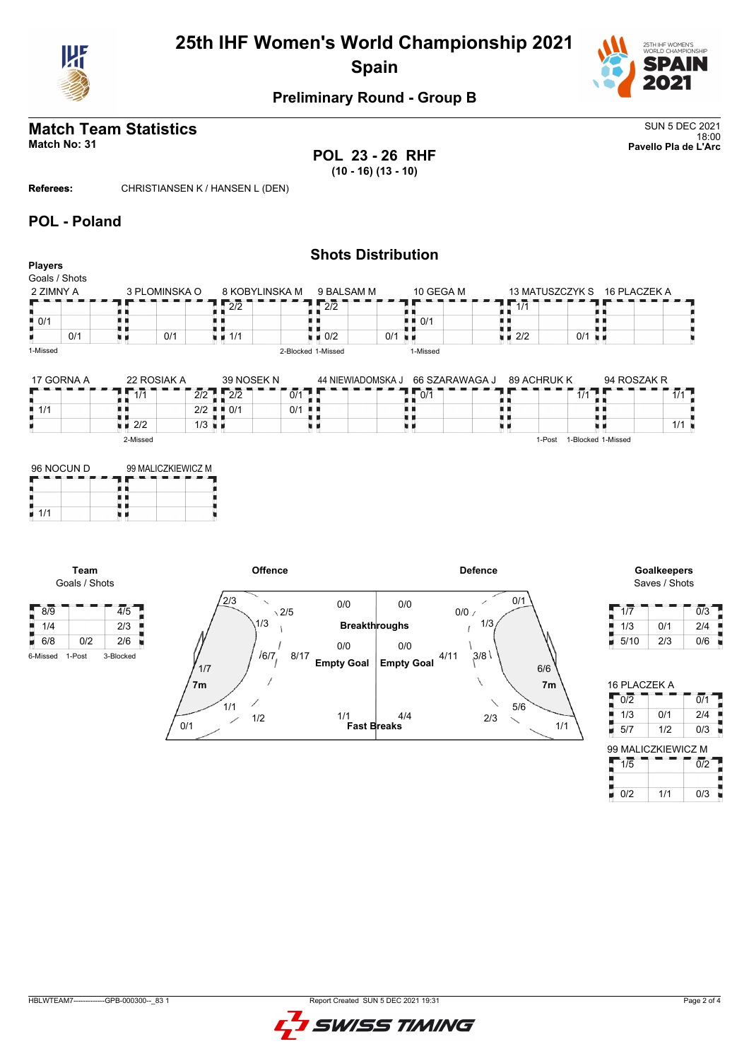# 25th IHF Women's World Championship 2021
## Spain

### Preliminary Round - Group B

## Match Team Statistics

**Match No: 31**

SUN 5 DEC 2021
18:00
**Pavello Pla de L'Arc**

**POL 23 - 26 RHF**
**(10 - 16) (13 - 10)**

**Referees:** CHRISTIANSEN K / HANSEN L (DEN)

## POL - Poland

### Shots Distribution

**Players**
Goals / Shots

**2 ZIMNY A**

| | | |
|---|---|---|
| | | |
| 0/1 | | |
| | 0/1 | |

1-Missed

**3 PLOMINSKA O**

| | | |
|---|---|---|
| | | |
| | | |
| | 0/1 | |

**8 KOBYLINSKA M**

| | | |
|---|---|---|
| 2/2 | | |
| | | |
| 1/1 | | |

2-Blocked

**9 BALSAM M**

| | | |
|---|---|---|
| 2/2 | | |
| | | |
| 0/2 | | 0/1 |

1-Missed

**10 GEGA M**

| | | |
|---|---|---|
| | | |
| 0/1 | | |
| | | |

1-Missed

**13 MATUSZCZYK S**

| | | |
|---|---|---|
| 1/1 | | |
| | | |
| 2/2 | | 0/1 |

**16 PLACZEK A**

| | | |
|---|---|---|
| | | |
| | | |
| | | |

**17 GORNA A**

| | | |
|---|---|---|
| | | |
| 1/1 | | |
| | | |

**22 ROSIAK A**

| | | |
|---|---|---|
| 1/1 | | 2/2 |
| | | 2/2 |
| 2/2 | | 1/3 |

2-Missed

**39 NOSEK N**

| | | |
|---|---|---|
| 2/2 | | 0/1 |
| 0/1 | | 0/1 |
| | | |

**44 NIEWIADOMSKA J**

| | | |
|---|---|---|
| | | |
| | | |
| | | |

**66 SZARAWAGA J**

| | | |
|---|---|---|
| 0/1 | | |
| | | |
| | | |

**89 ACHRUK K**

| | | |
|---|---|---|
| | | 1/1 |
| | | |
| | | |

1-Post 1-Blocked

**94 ROSZAK R**

| | | |
|---|---|---|
| | | 1/1 |
| | | |
| | | 1/1 |

1-Missed

**96 NOCUN D**

| | | |
|---|---|---|
| | | |
| | | |
| 1/1 | | |

**99 MALICZKIEWICZ M**

| | | |
|---|---|---|
| | | |
| | | |
| | | |

**Team**
Goals / Shots

| | | |
|---|---|---|
| 8/9 | | 4/5 |
| 1/4 | | 2/3 |
| 6/8 | 0/2 | 2/6 |

6-Missed 1-Post 3-Blocked

**Offence**

- Left wing: 2/3, 1/7
- Left back: 2/5, 1/3
- Centre back: 6/7
- 9m/Middle: 8/17
- Right back area: 1/1, 1/2
- Right wing: 0/1
- 7m
- Breakthroughs: 0/0
- Empty Goal: 0/0
- Fast Breaks: 1/1

**Defence**

- Breakthroughs: 0/0
- Empty Goal: 0/0
- Fast Breaks: 4/4
- 0/0, 0/1, 1/3, 4/11, 3/8, 6/6, 5/6, 2/3, 1/1
- 7m

**Goalkeepers**
Saves / Shots

| | | |
|---|---|---|
| 1/7 | | 0/3 |
| 1/3 | 0/1 | 2/4 |
| 5/10 | 2/3 | 0/6 |

**16 PLACZEK A**

| | | |
|---|---|---|
| 0/2 | | 0/1 |
| 1/3 | 0/1 | 2/4 |
| 5/7 | 1/2 | 0/3 |

**99 MALICZKIEWICZ M**

| | | |
|---|---|---|
| 1/5 | | 0/2 |
| | | |
| 0/2 | 1/1 | 0/3 |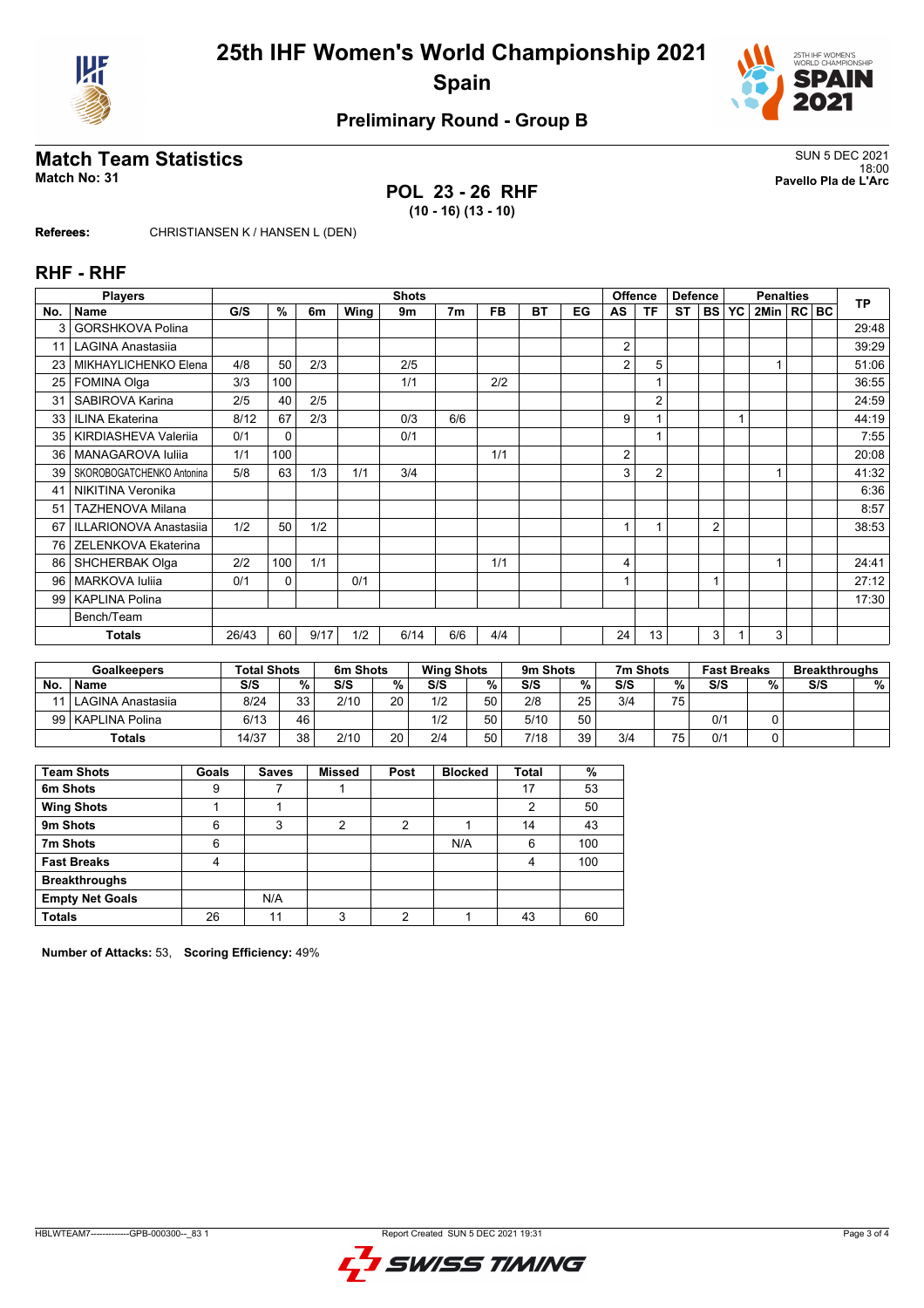# 25th IHF Women's World Championship 2021
## Spain

### Preliminary Round - Group B

## Match Team Statistics

**Match No: 31**

SUN 5 DEC 2021
18:00
**Pavello Pla de L'Arc**

### POL 23 - 26 RHF
**(10 - 16) (13 - 10)**

**Referees:** CHRISTIANSEN K / HANSEN L (DEN)

## RHF - RHF

| Players | | Shots | | | | | | | | | Offence | | Defence | | Penalties | | | | TP |
|---|---|---|---|---|---|---|---|---|---|---|---|---|---|---|---|---|---|---|---|
| No. | Name | G/S | % | 6m | Wing | 9m | 7m | FB | BT | EG | AS | TF | ST | BS | YC | 2Min | RC | BC | |
| 3 | GORSHKOVA Polina | | | | | | | | | | | | | | | | | | 29:48 |
| 11 | LAGINA Anastasiia | | | | | | | | | | 2 | | | | | | | | 39:29 |
| 23 | MIKHAYLICHENKO Elena | 4/8 | 50 | 2/3 | | 2/5 | | | | | 2 | 5 | | | | 1 | | | 51:06 |
| 25 | FOMINA Olga | 3/3 | 100 | | | 1/1 | | 2/2 | | | | 1 | | | | | | | 36:55 |
| 31 | SABIROVA Karina | 2/5 | 40 | 2/5 | | | | | | | | 2 | | | | | | | 24:59 |
| 33 | ILINA Ekaterina | 8/12 | 67 | 2/3 | | 0/3 | 6/6 | | | | 9 | 1 | | | 1 | | | | 44:19 |
| 35 | KIRDIASHEVA Valeriia | 0/1 | 0 | | | 0/1 | | | | | | 1 | | | | | | | 7:55 |
| 36 | MANAGAROVA Iuliia | 1/1 | 100 | | | | | 1/1 | | | 2 | | | | | | | | 20:08 |
| 39 | SKOROBOGATCHENKO Antonina | 5/8 | 63 | 1/3 | 1/1 | 3/4 | | | | | 3 | 2 | | | | 1 | | | 41:32 |
| 41 | NIKITINA Veronika | | | | | | | | | | | | | | | | | | 6:36 |
| 51 | TAZHENOVA Milana | | | | | | | | | | | | | | | | | | 8:57 |
| 67 | ILLARIONOVA Anastasiia | 1/2 | 50 | 1/2 | | | | | | | 1 | 1 | | 2 | | | | | 38:53 |
| 76 | ZELENKOVA Ekaterina | | | | | | | | | | | | | | | | | | |
| 86 | SHCHERBAK Olga | 2/2 | 100 | 1/1 | | | | 1/1 | | | 4 | | | | | 1 | | | 24:41 |
| 96 | MARKOVA Iuliia | 0/1 | 0 | | | 0/1 | | | | | 1 | | | 1 | | | | | 27:12 |
| 99 | KAPLINA Polina | | | | | | | | | | | | | | | | | | 17:30 |
| | Bench/Team | | | | | | | | | | | | | | | | | | |
| | **Totals** | 26/43 | 60 | 9/17 | 1/2 | 6/14 | 6/6 | 4/4 | | | 24 | 13 | | 3 | 1 | 3 | | | |

| Goalkeepers | | Total Shots | | 6m Shots | | Wing Shots | | 9m Shots | | 7m Shots | | Fast Breaks | | Breakthroughs | |
|---|---|---|---|---|---|---|---|---|---|---|---|---|---|---|---|
| No. | Name | S/S | % | S/S | % | S/S | % | S/S | % | S/S | % | S/S | % | S/S | % |
| 11 | LAGINA Anastasiia | 8/24 | 33 | 2/10 | 20 | 1/2 | 50 | 2/8 | 25 | 3/4 | 75 | | | | |
| 99 | KAPLINA Polina | 6/13 | 46 | | | 1/2 | 50 | 5/10 | 50 | | | 0/1 | 0 | | |
| | **Totals** | 14/37 | 38 | 2/10 | 20 | 2/4 | 50 | 7/18 | 39 | 3/4 | 75 | 0/1 | 0 | | |

| Team Shots | Goals | Saves | Missed | Post | Blocked | Total | % |
|---|---|---|---|---|---|---|---|
| **6m Shots** | 9 | 7 | 1 | | | 17 | 53 |
| **Wing Shots** | 1 | 1 | | | | 2 | 50 |
| **9m Shots** | 6 | 3 | 2 | 2 | 1 | 14 | 43 |
| **7m Shots** | 6 | | | | N/A | 6 | 100 |
| **Fast Breaks** | 4 | | | | | 4 | 100 |
| **Breakthroughs** | | | | | | | |
| **Empty Net Goals** | | N/A | | | | | |
| **Totals** | 26 | 11 | 3 | 2 | 1 | 43 | 60 |

**Number of Attacks:** 53, **Scoring Efficiency:** 49%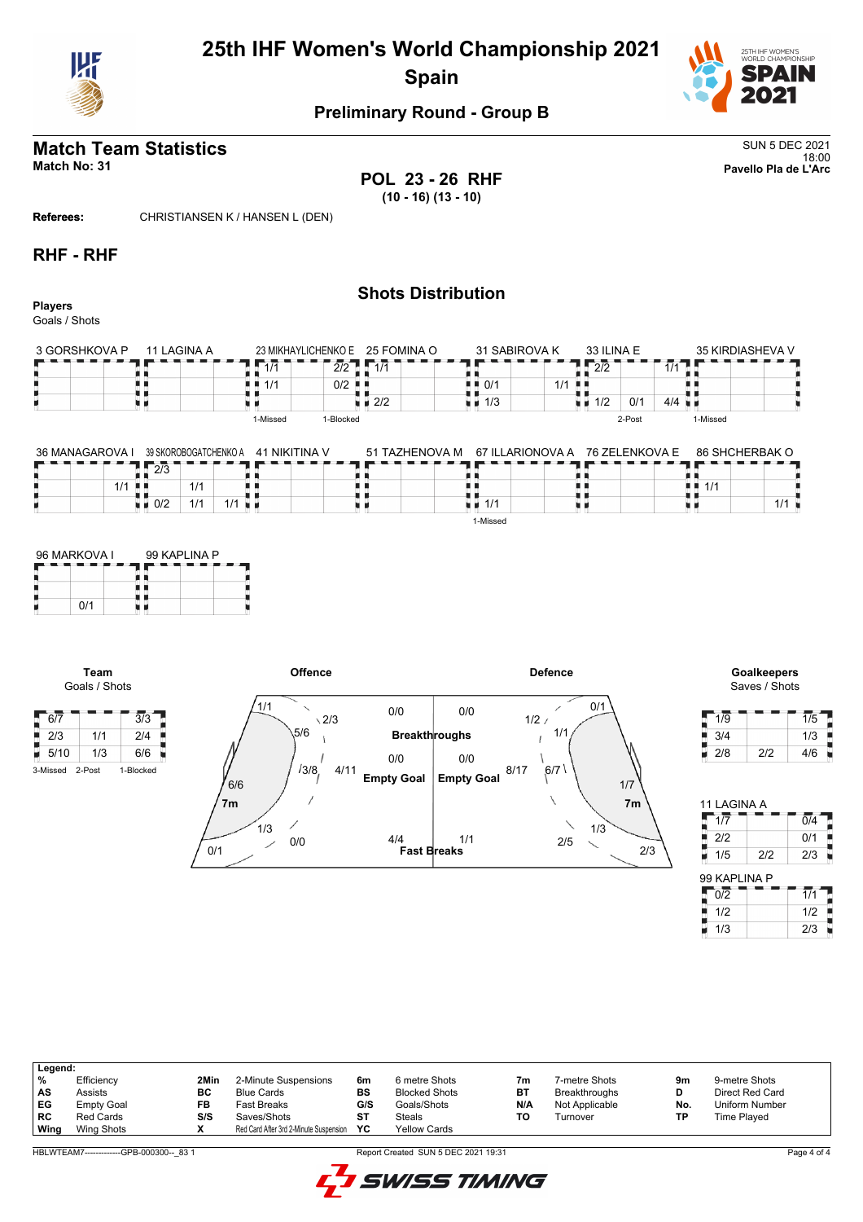# 25th IHF Women's World Championship 2021

## Spain

### Preliminary Round - Group B

## Match Team Statistics

**Match No: 31**

SUN 5 DEC 2021
18:00
**Pavello Pla de L'Arc**

**POL 23 - 26 RHF**
**(10 - 16) (13 - 10)**

**Referees:** CHRISTIANSEN K / HANSEN L (DEN)

## RHF - RHF

### Shots Distribution

**Players**
Goals / Shots

3 GORSHKOVA P

11 LAGINA A

23 MIKHAYLICHENKO E
1/1 2/2
1/1 0/2
1-Missed 1-Blocked

25 FOMINA O
1/1
2/2

31 SABIROVA K
0/1 1/1
1/3

33 ILINA E
2/2 1/1
1/2 0/1 4/4
2-Post

35 KIRDIASHEVA V
1-Missed

36 MANAGAROVA I
1/1

39 SKOROBOGATCHENKO A
2/3
1/1
0/2 1/1 1/1

41 NIKITINA V

51 TAZHENOVA M

67 ILLARIONOVA A
1/1
1-Missed

76 ZELENKOVA E

86 SHCHERBAK O
1/1
1/1

96 MARKOVA I
0/1

99 KAPLINA P

**Team**
Goals / Shots

| | | |
|---|---|---|
| 6/7 | | 3/3 |
| 2/3 | 1/1 | 2/4 |
| 5/10 | 1/3 | 6/6 |

3-Missed 2-Post 1-Blocked

**Offence**

1/1
2/3
5/6
6/6
3/8
4/11
7m
1/3
0/0
0/1

0/0 0/0
Breakthroughs
0/0 0/0
Empty Goal Empty Goal
4/4 1/1
Fast Breaks

**Defence**

1/2
0/1
1/1
8/17
6/7
1/7
7m
1/3
2/5
2/3

**Goalkeepers**
Saves / Shots

| | | |
|---|---|---|
| 1/9 | | 1/5 |
| 3/4 | | 1/3 |
| 2/8 | 2/2 | 4/6 |

11 LAGINA A

| | | |
|---|---|---|
| 1/7 | | 0/4 |
| 2/2 | | 0/1 |
| 1/5 | 2/2 | 2/3 |

99 KAPLINA P

| | | |
|---|---|---|
| 0/2 | | 1/1 |
| 1/2 | | 1/2 |
| 1/3 | | 2/3 |

| Legend: | | | | | | | | | |
|---|---|---|---|---|---|---|---|---|---|
| % | Efficiency | 2Min | 2-Minute Suspensions | 6m | 6 metre Shots | 7m | 7-metre Shots | 9m | 9-metre Shots |
| AS | Assists | BC | Blue Cards | BS | Blocked Shots | BT | Breakthroughs | D | Direct Red Card |
| EG | Empty Goal | FB | Fast Breaks | G/S | Goals/Shots | N/A | Not Applicable | No. | Uniform Number |
| RC | Red Cards | S/S | Saves/Shots | ST | Steals | TO | Turnover | TP | Time Played |
| Wing | Wing Shots | X | Red Card After 3rd 2-Minute Suspension | YC | Yellow Cards | | | | |

HBLWTEAM7-------------GPB-000300--_83 1 Report Created SUN 5 DEC 2021 19:31